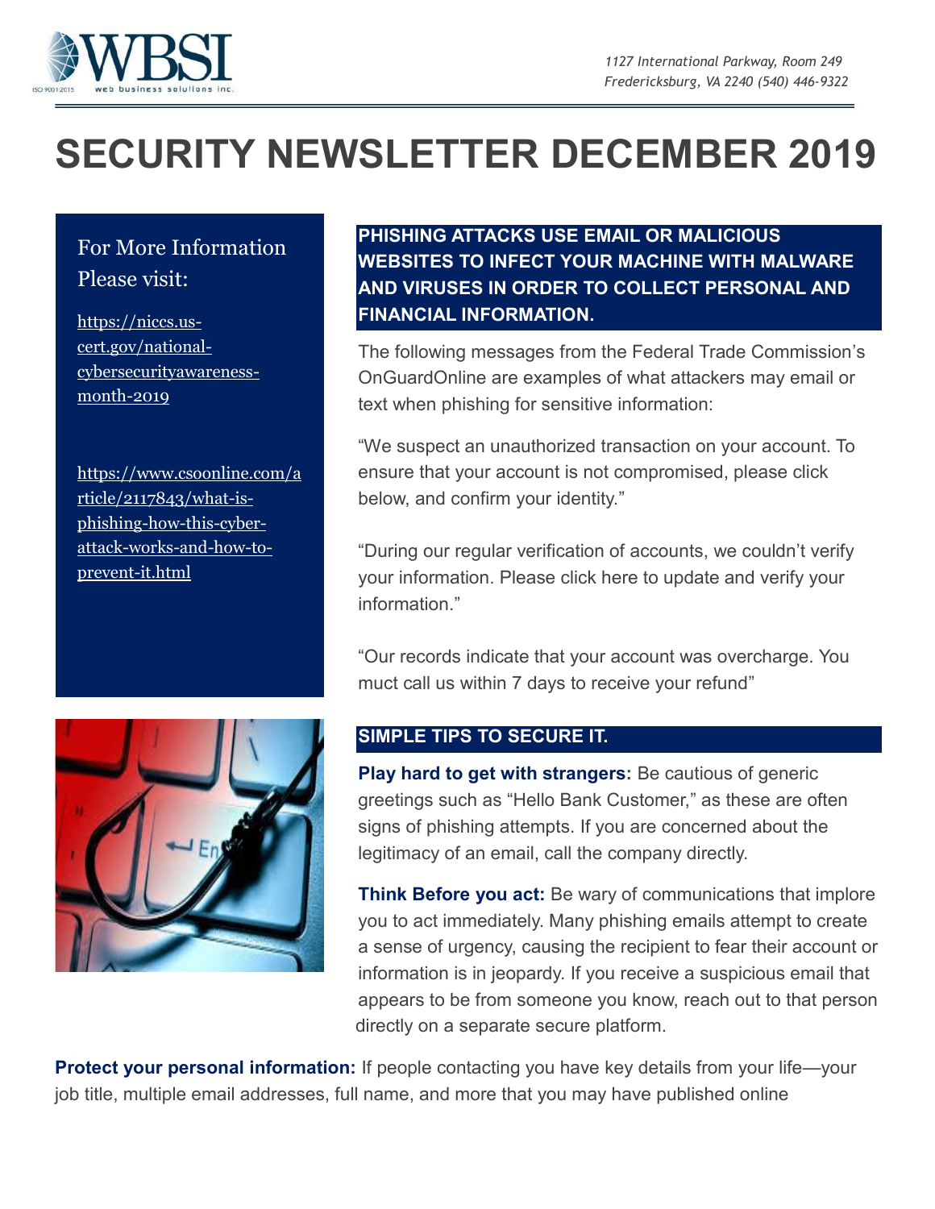1127 International Parkway, Room 249
Fredericksburg, VA 2240 (540) 446-9322

# SECURITY NEWSLETTER DECEMBER 2019

For More Information Please visit:

https://niccs.us-cert.gov/national-cybersecurityawareness-month-2019

https://www.csoonline.com/article/2117843/what-is-phishing-how-this-cyber-attack-works-and-how-to-prevent-it.html

## PHISHING ATTACKS USE EMAIL OR MALICIOUS WEBSITES TO INFECT YOUR MACHINE WITH MALWARE AND VIRUSES IN ORDER TO COLLECT PERSONAL AND FINANCIAL INFORMATION.

The following messages from the Federal Trade Commission's OnGuardOnline are examples of what attackers may email or text when phishing for sensitive information:

"We suspect an unauthorized transaction on your account. To ensure that your account is not compromised, please click below, and confirm your identity."

"During our regular verification of accounts, we couldn't verify your information. Please click here to update and verify your information."

"Our records indicate that your account was overcharge. You muct call us within 7 days to receive your refund"

## SIMPLE TIPS TO SECURE IT.

**Play hard to get with strangers:** Be cautious of generic greetings such as "Hello Bank Customer," as these are often signs of phishing attempts. If you are concerned about the legitimacy of an email, call the company directly.

**Think Before you act:** Be wary of communications that implore you to act immediately. Many phishing emails attempt to create a sense of urgency, causing the recipient to fear their account or information is in jeopardy. If you receive a suspicious email that appears to be from someone you know, reach out to that person directly on a separate secure platform.

**Protect your personal information:** If people contacting you have key details from your life—your job title, multiple email addresses, full name, and more that you may have published online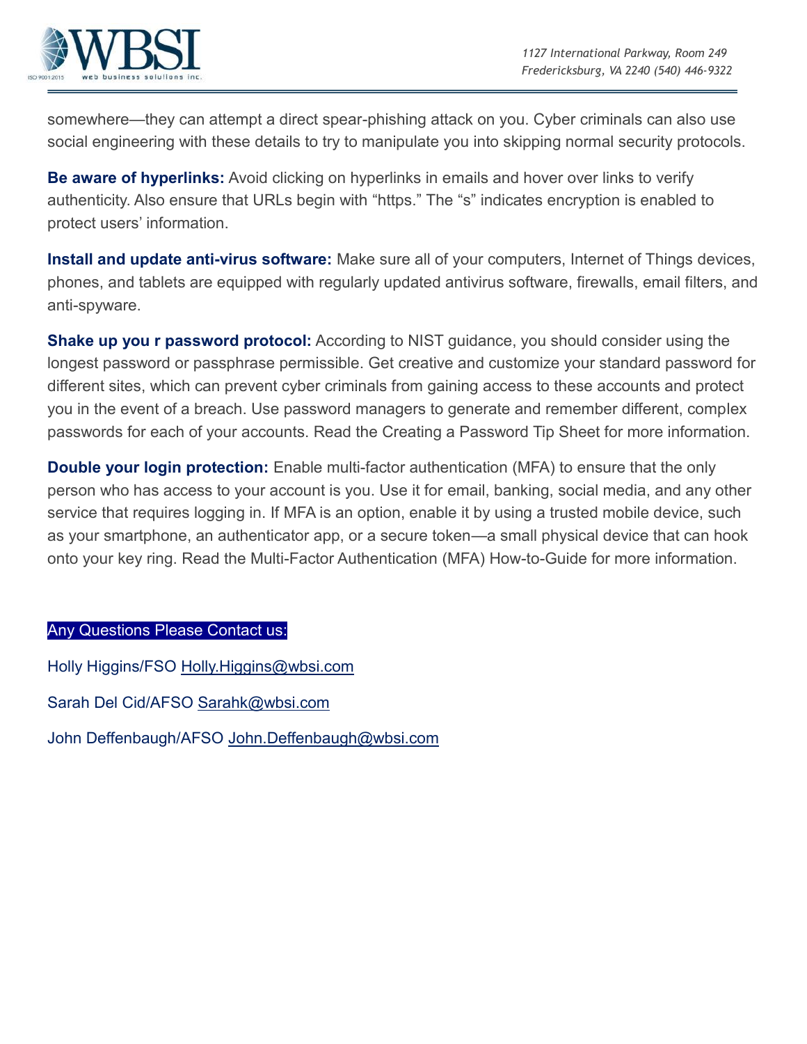somewhere—they can attempt a direct spear-phishing attack on you. Cyber criminals can also use social engineering with these details to try to manipulate you into skipping normal security protocols.

**Be aware of hyperlinks:** Avoid clicking on hyperlinks in emails and hover over links to verify authenticity. Also ensure that URLs begin with "https." The "s" indicates encryption is enabled to protect users' information.

**Install and update anti-virus software:** Make sure all of your computers, Internet of Things devices, phones, and tablets are equipped with regularly updated antivirus software, firewalls, email filters, and anti-spyware.

**Shake up you r password protocol:** According to NIST guidance, you should consider using the longest password or passphrase permissible. Get creative and customize your standard password for different sites, which can prevent cyber criminals from gaining access to these accounts and protect you in the event of a breach. Use password managers to generate and remember different, complex passwords for each of your accounts. Read the Creating a Password Tip Sheet for more information.

**Double your login protection:** Enable multi-factor authentication (MFA) to ensure that the only person who has access to your account is you. Use it for email, banking, social media, and any other service that requires logging in. If MFA is an option, enable it by using a trusted mobile device, such as your smartphone, an authenticator app, or a secure token—a small physical device that can hook onto your key ring. Read the Multi-Factor Authentication (MFA) How-to-Guide for more information.

Any Questions Please Contact us:

Holly Higgins/FSO Holly.Higgins@wbsi.com

Sarah Del Cid/AFSO Sarahk@wbsi.com

John Deffenbaugh/AFSO John.Deffenbaugh@wbsi.com